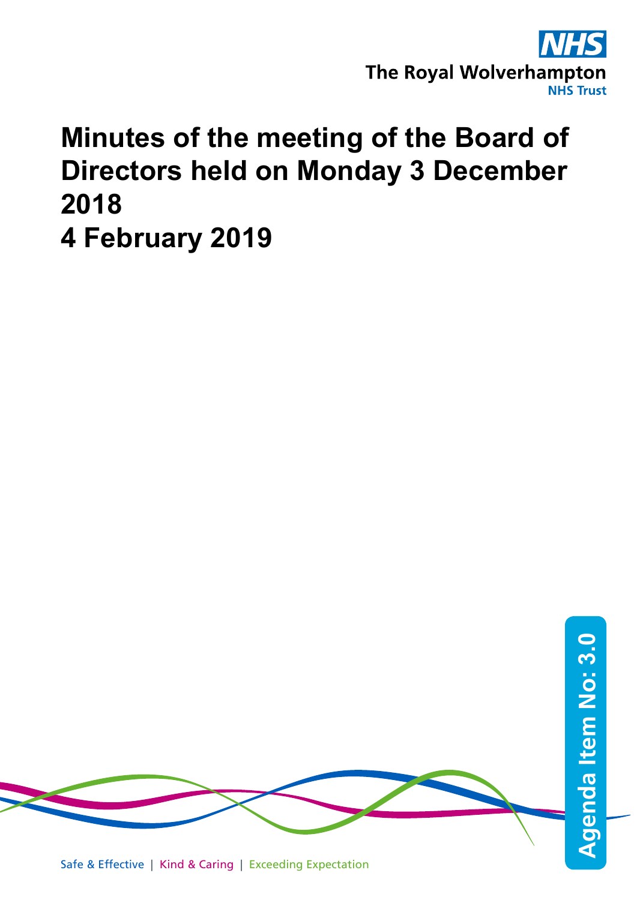The Royal Wolverhampton NHS Trust

# Minutes of the meeting of the Board of Directors held on Monday 3 December 2018

# 4 February 2019

Agenda Item No: 3.0

Safe & Effective | Kind & Caring | Exceeding Expectation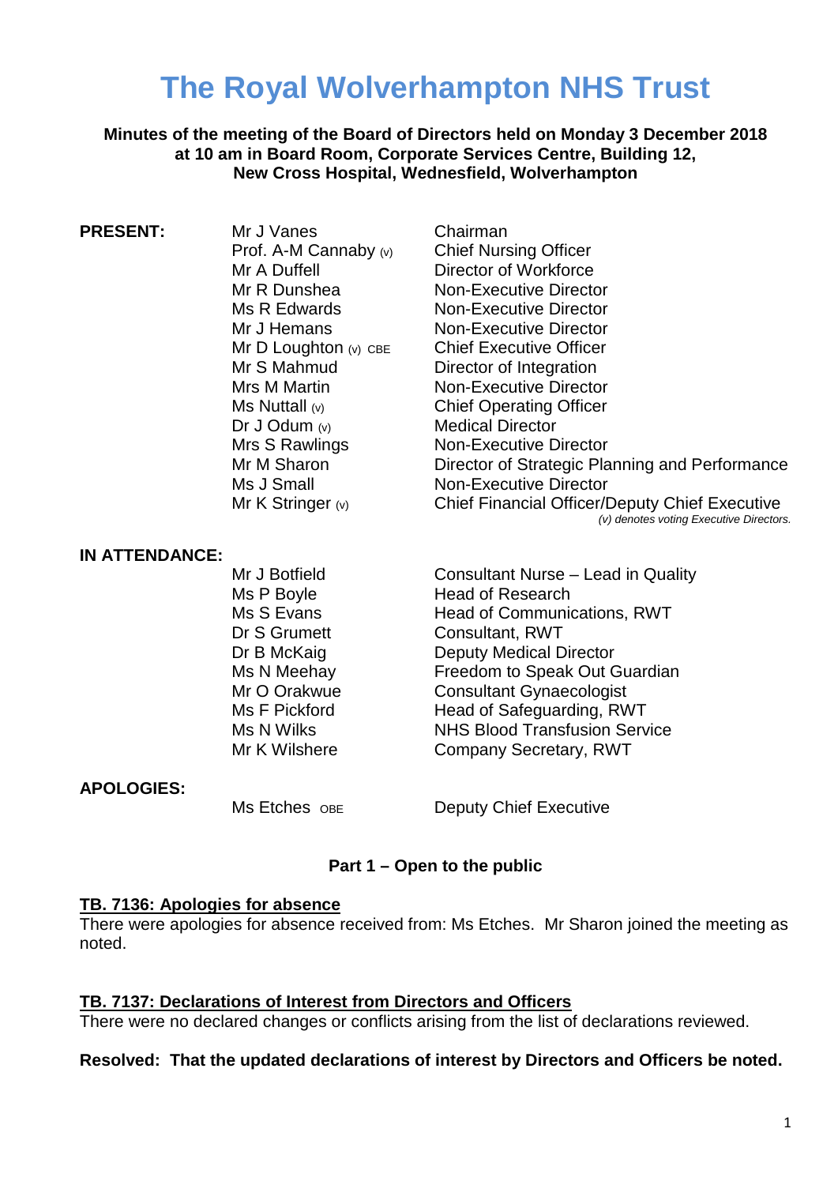# The Royal Wolverhampton NHS Trust

**Minutes of the meeting of the Board of Directors held on Monday 3 December 2018 at 10 am in Board Room, Corporate Services Centre, Building 12, New Cross Hospital, Wednesfield, Wolverhampton**

| | | |
|---|---|---|
| **PRESENT:** | Mr J Vanes | Chairman |
| | Prof. A-M Cannaby (v) | Chief Nursing Officer |
| | Mr A Duffell | Director of Workforce |
| | Mr R Dunshea | Non-Executive Director |
| | Ms R Edwards | Non-Executive Director |
| | Mr J Hemans | Non-Executive Director |
| | Mr D Loughton (v) CBE | Chief Executive Officer |
| | Mr S Mahmud | Director of Integration |
| | Mrs M Martin | Non-Executive Director |
| | Ms Nuttall (v) | Chief Operating Officer |
| | Dr J Odum (v) | Medical Director |
| | Mrs S Rawlings | Non-Executive Director |
| | Mr M Sharon | Director of Strategic Planning and Performance |
| | Ms J Small | Non-Executive Director |
| | Mr K Stringer (v) | Chief Financial Officer/Deputy Chief Executive |

*(v) denotes voting Executive Directors.*

| | | |
|---|---|---|
| **IN ATTENDANCE:** | | |
| | Mr J Botfield | Consultant Nurse – Lead in Quality |
| | Ms P Boyle | Head of Research |
| | Ms S Evans | Head of Communications, RWT |
| | Dr S Grumett | Consultant, RWT |
| | Dr B McKaig | Deputy Medical Director |
| | Ms N Meehay | Freedom to Speak Out Guardian |
| | Mr O Orakwue | Consultant Gynaecologist |
| | Ms F Pickford | Head of Safeguarding, RWT |
| | Ms N Wilks | NHS Blood Transfusion Service |
| | Mr K Wilshere | Company Secretary, RWT |

| | | |
|---|---|---|
| **APOLOGIES:** | | |
| | Ms Etches OBE | Deputy Chief Executive |

**Part 1 – Open to the public**

**TB. 7136: Apologies for absence**

There were apologies for absence received from: Ms Etches. Mr Sharon joined the meeting as noted.

**TB. 7137: Declarations of Interest from Directors and Officers**

There were no declared changes or conflicts arising from the list of declarations reviewed.

**Resolved: That the updated declarations of interest by Directors and Officers be noted.**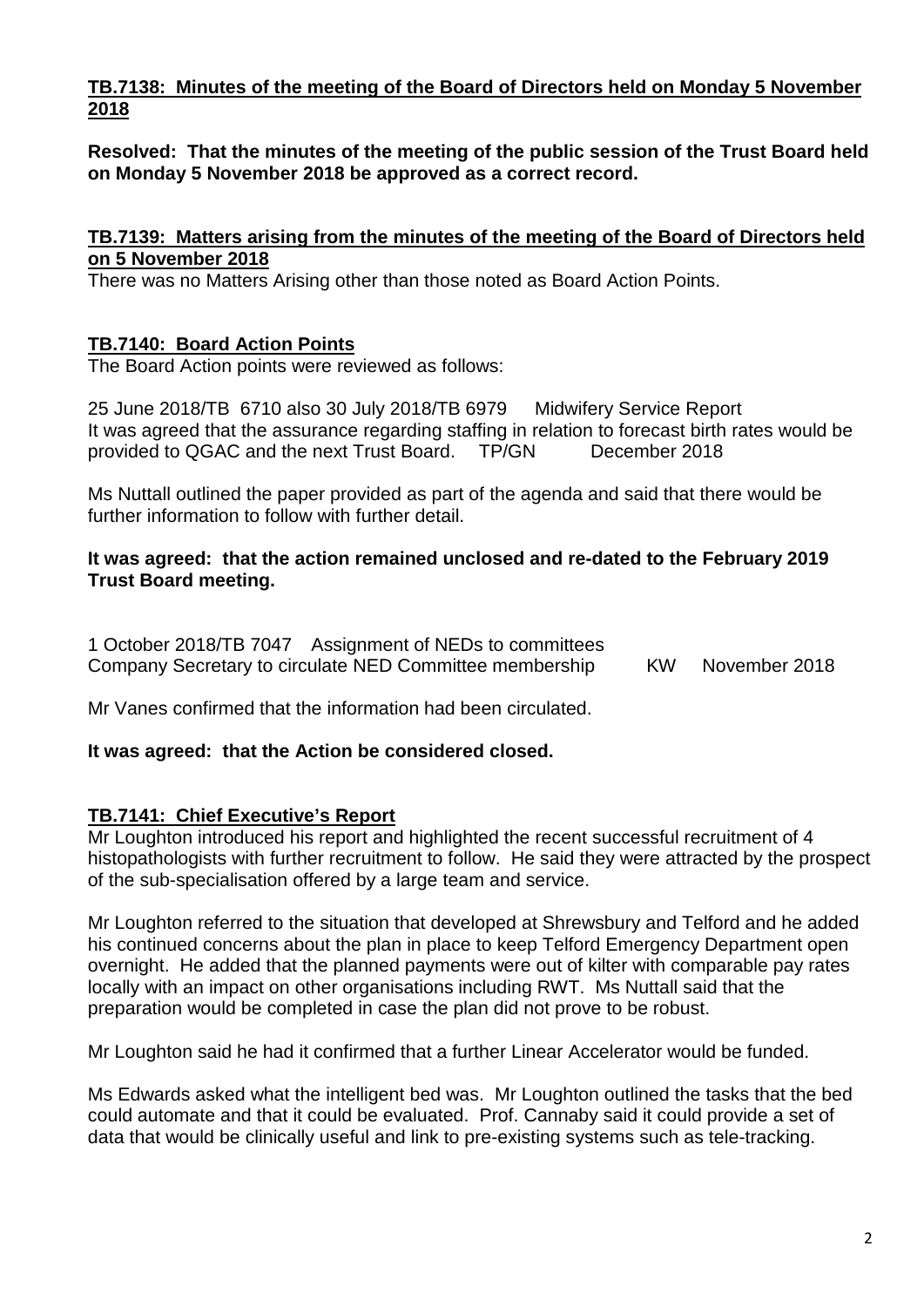**TB.7138: Minutes of the meeting of the Board of Directors held on Monday 5 November 2018**

**Resolved: That the minutes of the meeting of the public session of the Trust Board held on Monday 5 November 2018 be approved as a correct record.**

**TB.7139: Matters arising from the minutes of the meeting of the Board of Directors held on 5 November 2018**

There was no Matters Arising other than those noted as Board Action Points.

**TB.7140: Board Action Points**

The Board Action points were reviewed as follows:

25 June 2018/TB 6710 also 30 July 2018/TB 6979 Midwifery Service Report
It was agreed that the assurance regarding staffing in relation to forecast birth rates would be provided to QGAC and the next Trust Board. TP/GN December 2018

Ms Nuttall outlined the paper provided as part of the agenda and said that there would be further information to follow with further detail.

**It was agreed: that the action remained unclosed and re-dated to the February 2019 Trust Board meeting.**

1 October 2018/TB 7047 Assignment of NEDs to committees
Company Secretary to circulate NED Committee membership KW November 2018

Mr Vanes confirmed that the information had been circulated.

**It was agreed: that the Action be considered closed.**

**TB.7141: Chief Executive's Report**

Mr Loughton introduced his report and highlighted the recent successful recruitment of 4 histopathologists with further recruitment to follow. He said they were attracted by the prospect of the sub-specialisation offered by a large team and service.

Mr Loughton referred to the situation that developed at Shrewsbury and Telford and he added his continued concerns about the plan in place to keep Telford Emergency Department open overnight. He added that the planned payments were out of kilter with comparable pay rates locally with an impact on other organisations including RWT. Ms Nuttall said that the preparation would be completed in case the plan did not prove to be robust.

Mr Loughton said he had it confirmed that a further Linear Accelerator would be funded.

Ms Edwards asked what the intelligent bed was. Mr Loughton outlined the tasks that the bed could automate and that it could be evaluated. Prof. Cannaby said it could provide a set of data that would be clinically useful and link to pre-existing systems such as tele-tracking.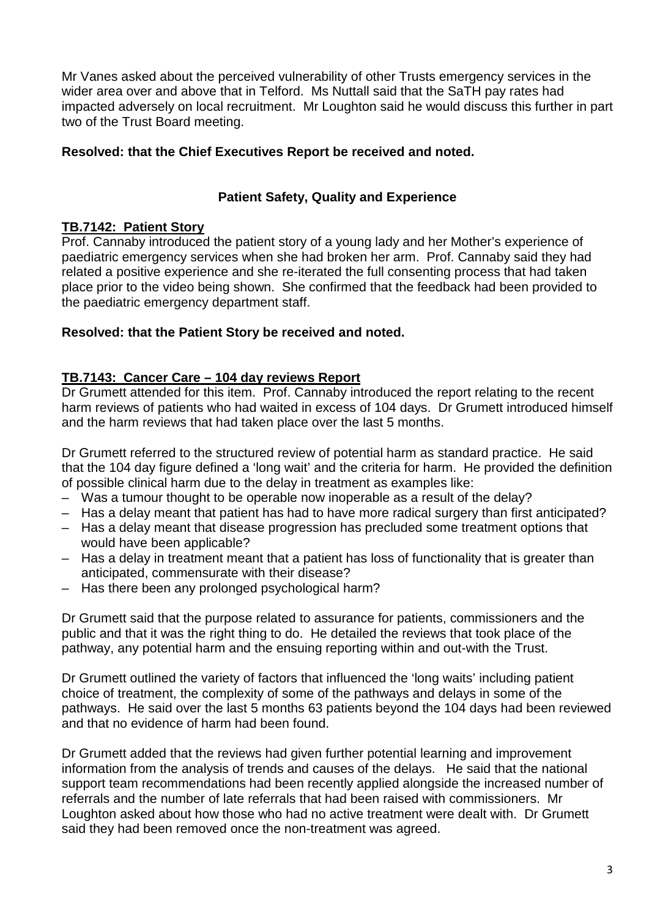Mr Vanes asked about the perceived vulnerability of other Trusts emergency services in the wider area over and above that in Telford. Ms Nuttall said that the SaTH pay rates had impacted adversely on local recruitment. Mr Loughton said he would discuss this further in part two of the Trust Board meeting.

**Resolved: that the Chief Executives Report be received and noted.**

## Patient Safety, Quality and Experience

### TB.7142: Patient Story

Prof. Cannaby introduced the patient story of a young lady and her Mother's experience of paediatric emergency services when she had broken her arm. Prof. Cannaby said they had related a positive experience and she re-iterated the full consenting process that had taken place prior to the video being shown. She confirmed that the feedback had been provided to the paediatric emergency department staff.

**Resolved: that the Patient Story be received and noted.**

### TB.7143: Cancer Care – 104 day reviews Report

Dr Grumett attended for this item. Prof. Cannaby introduced the report relating to the recent harm reviews of patients who had waited in excess of 104 days. Dr Grumett introduced himself and the harm reviews that had taken place over the last 5 months.

Dr Grumett referred to the structured review of potential harm as standard practice. He said that the 104 day figure defined a 'long wait' and the criteria for harm. He provided the definition of possible clinical harm due to the delay in treatment as examples like:

- Was a tumour thought to be operable now inoperable as a result of the delay?
- Has a delay meant that patient has had to have more radical surgery than first anticipated?
- Has a delay meant that disease progression has precluded some treatment options that would have been applicable?
- Has a delay in treatment meant that a patient has loss of functionality that is greater than anticipated, commensurate with their disease?
- Has there been any prolonged psychological harm?

Dr Grumett said that the purpose related to assurance for patients, commissioners and the public and that it was the right thing to do. He detailed the reviews that took place of the pathway, any potential harm and the ensuing reporting within and out-with the Trust.

Dr Grumett outlined the variety of factors that influenced the 'long waits' including patient choice of treatment, the complexity of some of the pathways and delays in some of the pathways. He said over the last 5 months 63 patients beyond the 104 days had been reviewed and that no evidence of harm had been found.

Dr Grumett added that the reviews had given further potential learning and improvement information from the analysis of trends and causes of the delays. He said that the national support team recommendations had been recently applied alongside the increased number of referrals and the number of late referrals that had been raised with commissioners. Mr Loughton asked about how those who had no active treatment were dealt with. Dr Grumett said they had been removed once the non-treatment was agreed.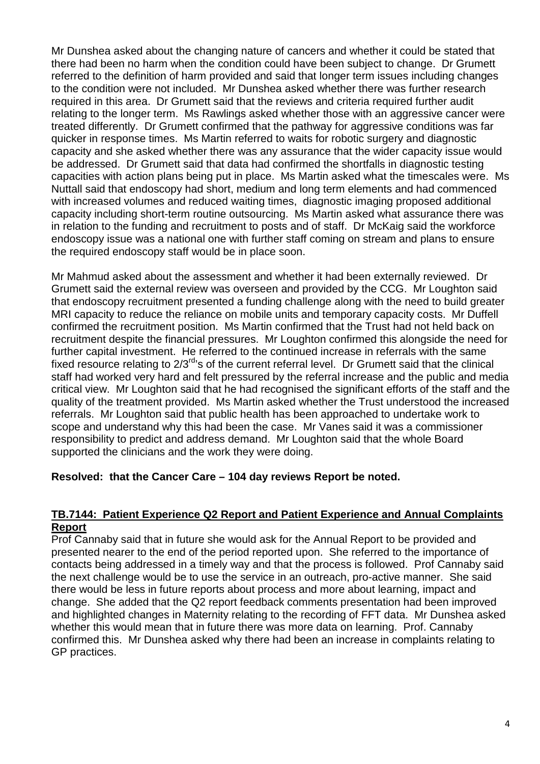Mr Dunshea asked about the changing nature of cancers and whether it could be stated that there had been no harm when the condition could have been subject to change. Dr Grumett referred to the definition of harm provided and said that longer term issues including changes to the condition were not included. Mr Dunshea asked whether there was further research required in this area. Dr Grumett said that the reviews and criteria required further audit relating to the longer term. Ms Rawlings asked whether those with an aggressive cancer were treated differently. Dr Grumett confirmed that the pathway for aggressive conditions was far quicker in response times. Ms Martin referred to waits for robotic surgery and diagnostic capacity and she asked whether there was any assurance that the wider capacity issue would be addressed. Dr Grumett said that data had confirmed the shortfalls in diagnostic testing capacities with action plans being put in place. Ms Martin asked what the timescales were. Ms Nuttall said that endoscopy had short, medium and long term elements and had commenced with increased volumes and reduced waiting times, diagnostic imaging proposed additional capacity including short-term routine outsourcing. Ms Martin asked what assurance there was in relation to the funding and recruitment to posts and of staff. Dr McKaig said the workforce endoscopy issue was a national one with further staff coming on stream and plans to ensure the required endoscopy staff would be in place soon.

Mr Mahmud asked about the assessment and whether it had been externally reviewed. Dr Grumett said the external review was overseen and provided by the CCG. Mr Loughton said that endoscopy recruitment presented a funding challenge along with the need to build greater MRI capacity to reduce the reliance on mobile units and temporary capacity costs. Mr Duffell confirmed the recruitment position. Ms Martin confirmed that the Trust had not held back on recruitment despite the financial pressures. Mr Loughton confirmed this alongside the need for further capital investment. He referred to the continued increase in referrals with the same fixed resource relating to 2/3rd's of the current referral level. Dr Grumett said that the clinical staff had worked very hard and felt pressured by the referral increase and the public and media critical view. Mr Loughton said that he had recognised the significant efforts of the staff and the quality of the treatment provided. Ms Martin asked whether the Trust understood the increased referrals. Mr Loughton said that public health has been approached to undertake work to scope and understand why this had been the case. Mr Vanes said it was a commissioner responsibility to predict and address demand. Mr Loughton said that the whole Board supported the clinicians and the work they were doing.

**Resolved: that the Cancer Care – 104 day reviews Report be noted.**

**TB.7144: Patient Experience Q2 Report and Patient Experience and Annual Complaints Report**

Prof Cannaby said that in future she would ask for the Annual Report to be provided and presented nearer to the end of the period reported upon. She referred to the importance of contacts being addressed in a timely way and that the process is followed. Prof Cannaby said the next challenge would be to use the service in an outreach, pro-active manner. She said there would be less in future reports about process and more about learning, impact and change. She added that the Q2 report feedback comments presentation had been improved and highlighted changes in Maternity relating to the recording of FFT data. Mr Dunshea asked whether this would mean that in future there was more data on learning. Prof. Cannaby confirmed this. Mr Dunshea asked why there had been an increase in complaints relating to GP practices.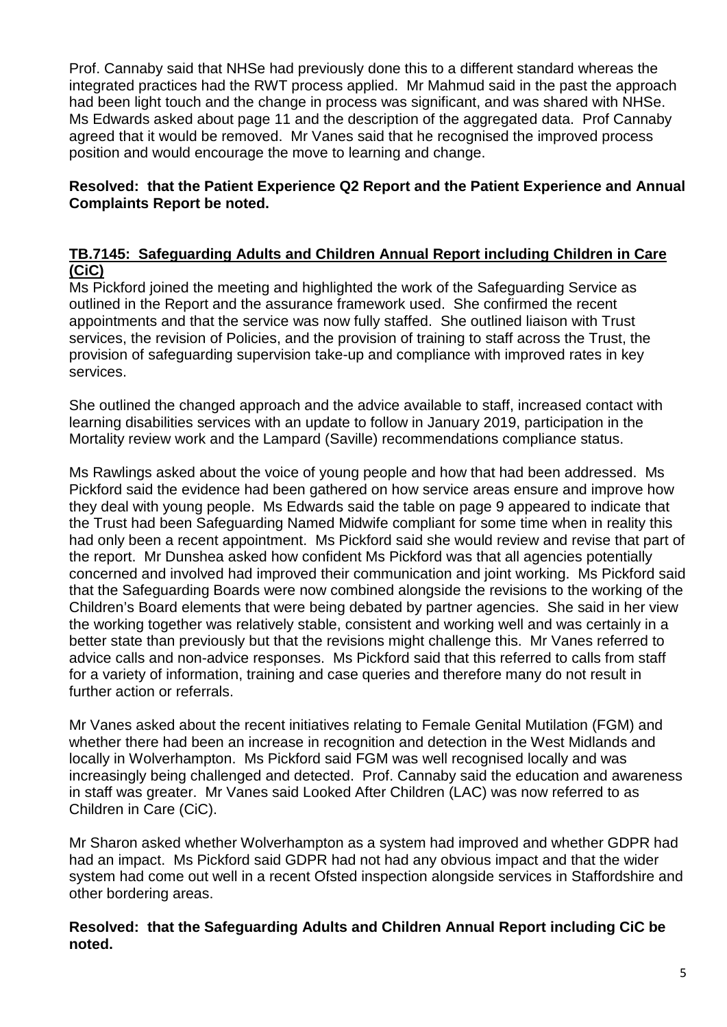Prof. Cannaby said that NHSe had previously done this to a different standard whereas the integrated practices had the RWT process applied. Mr Mahmud said in the past the approach had been light touch and the change in process was significant, and was shared with NHSe. Ms Edwards asked about page 11 and the description of the aggregated data. Prof Cannaby agreed that it would be removed. Mr Vanes said that he recognised the improved process position and would encourage the move to learning and change.

**Resolved: that the Patient Experience Q2 Report and the Patient Experience and Annual Complaints Report be noted.**

**TB.7145: Safeguarding Adults and Children Annual Report including Children in Care (CiC)**

Ms Pickford joined the meeting and highlighted the work of the Safeguarding Service as outlined in the Report and the assurance framework used. She confirmed the recent appointments and that the service was now fully staffed. She outlined liaison with Trust services, the revision of Policies, and the provision of training to staff across the Trust, the provision of safeguarding supervision take-up and compliance with improved rates in key services.

She outlined the changed approach and the advice available to staff, increased contact with learning disabilities services with an update to follow in January 2019, participation in the Mortality review work and the Lampard (Saville) recommendations compliance status.

Ms Rawlings asked about the voice of young people and how that had been addressed. Ms Pickford said the evidence had been gathered on how service areas ensure and improve how they deal with young people. Ms Edwards said the table on page 9 appeared to indicate that the Trust had been Safeguarding Named Midwife compliant for some time when in reality this had only been a recent appointment. Ms Pickford said she would review and revise that part of the report. Mr Dunshea asked how confident Ms Pickford was that all agencies potentially concerned and involved had improved their communication and joint working. Ms Pickford said that the Safeguarding Boards were now combined alongside the revisions to the working of the Children's Board elements that were being debated by partner agencies. She said in her view the working together was relatively stable, consistent and working well and was certainly in a better state than previously but that the revisions might challenge this. Mr Vanes referred to advice calls and non-advice responses. Ms Pickford said that this referred to calls from staff for a variety of information, training and case queries and therefore many do not result in further action or referrals.

Mr Vanes asked about the recent initiatives relating to Female Genital Mutilation (FGM) and whether there had been an increase in recognition and detection in the West Midlands and locally in Wolverhampton. Ms Pickford said FGM was well recognised locally and was increasingly being challenged and detected. Prof. Cannaby said the education and awareness in staff was greater. Mr Vanes said Looked After Children (LAC) was now referred to as Children in Care (CiC).

Mr Sharon asked whether Wolverhampton as a system had improved and whether GDPR had had an impact. Ms Pickford said GDPR had not had any obvious impact and that the wider system had come out well in a recent Ofsted inspection alongside services in Staffordshire and other bordering areas.

**Resolved: that the Safeguarding Adults and Children Annual Report including CiC be noted.**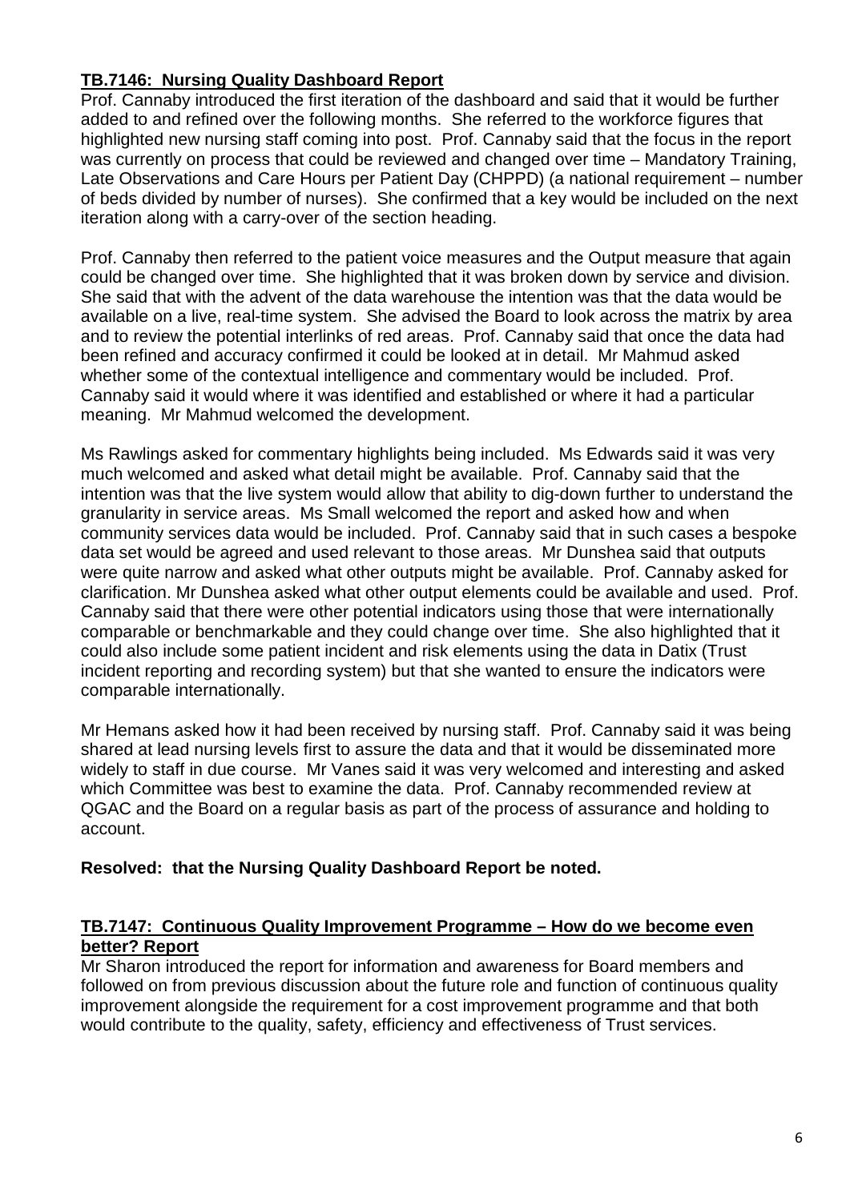**TB.7146: Nursing Quality Dashboard Report**

Prof. Cannaby introduced the first iteration of the dashboard and said that it would be further added to and refined over the following months. She referred to the workforce figures that highlighted new nursing staff coming into post. Prof. Cannaby said that the focus in the report was currently on process that could be reviewed and changed over time – Mandatory Training, Late Observations and Care Hours per Patient Day (CHPPD) (a national requirement – number of beds divided by number of nurses). She confirmed that a key would be included on the next iteration along with a carry-over of the section heading.

Prof. Cannaby then referred to the patient voice measures and the Output measure that again could be changed over time. She highlighted that it was broken down by service and division. She said that with the advent of the data warehouse the intention was that the data would be available on a live, real-time system. She advised the Board to look across the matrix by area and to review the potential interlinks of red areas. Prof. Cannaby said that once the data had been refined and accuracy confirmed it could be looked at in detail. Mr Mahmud asked whether some of the contextual intelligence and commentary would be included. Prof. Cannaby said it would where it was identified and established or where it had a particular meaning. Mr Mahmud welcomed the development.

Ms Rawlings asked for commentary highlights being included. Ms Edwards said it was very much welcomed and asked what detail might be available. Prof. Cannaby said that the intention was that the live system would allow that ability to dig-down further to understand the granularity in service areas. Ms Small welcomed the report and asked how and when community services data would be included. Prof. Cannaby said that in such cases a bespoke data set would be agreed and used relevant to those areas. Mr Dunshea said that outputs were quite narrow and asked what other outputs might be available. Prof. Cannaby asked for clarification. Mr Dunshea asked what other output elements could be available and used. Prof. Cannaby said that there were other potential indicators using those that were internationally comparable or benchmarkable and they could change over time. She also highlighted that it could also include some patient incident and risk elements using the data in Datix (Trust incident reporting and recording system) but that she wanted to ensure the indicators were comparable internationally.

Mr Hemans asked how it had been received by nursing staff. Prof. Cannaby said it was being shared at lead nursing levels first to assure the data and that it would be disseminated more widely to staff in due course. Mr Vanes said it was very welcomed and interesting and asked which Committee was best to examine the data. Prof. Cannaby recommended review at QGAC and the Board on a regular basis as part of the process of assurance and holding to account.

**Resolved: that the Nursing Quality Dashboard Report be noted.**

**TB.7147: Continuous Quality Improvement Programme – How do we become even better? Report**

Mr Sharon introduced the report for information and awareness for Board members and followed on from previous discussion about the future role and function of continuous quality improvement alongside the requirement for a cost improvement programme and that both would contribute to the quality, safety, efficiency and effectiveness of Trust services.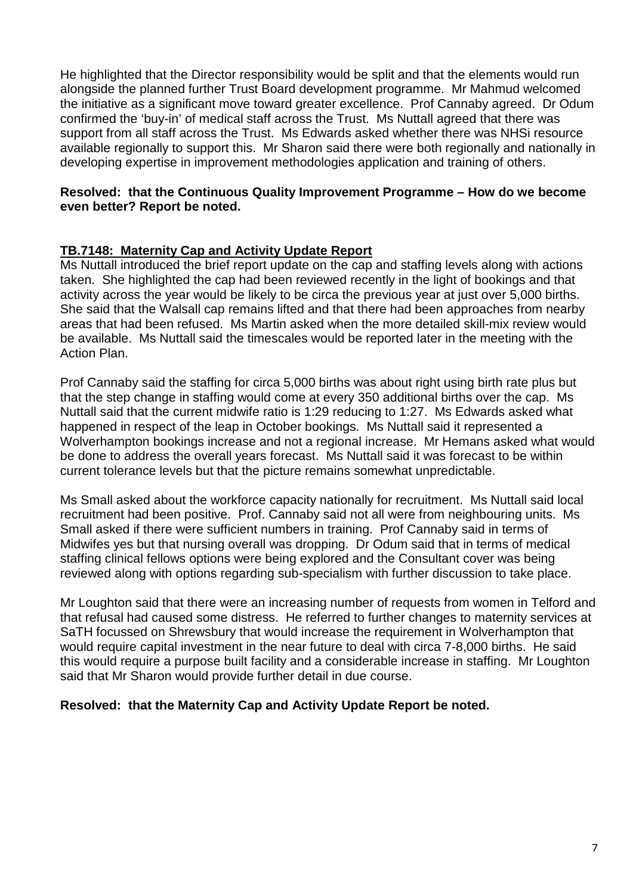He highlighted that the Director responsibility would be split and that the elements would run alongside the planned further Trust Board development programme. Mr Mahmud welcomed the initiative as a significant move toward greater excellence. Prof Cannaby agreed. Dr Odum confirmed the 'buy-in' of medical staff across the Trust. Ms Nuttall agreed that there was support from all staff across the Trust. Ms Edwards asked whether there was NHSi resource available regionally to support this. Mr Sharon said there were both regionally and nationally in developing expertise in improvement methodologies application and training of others.

**Resolved: that the Continuous Quality Improvement Programme – How do we become even better? Report be noted.**

## TB.7148: Maternity Cap and Activity Update Report

Ms Nuttall introduced the brief report update on the cap and staffing levels along with actions taken. She highlighted the cap had been reviewed recently in the light of bookings and that activity across the year would be likely to be circa the previous year at just over 5,000 births. She said that the Walsall cap remains lifted and that there had been approaches from nearby areas that had been refused. Ms Martin asked when the more detailed skill-mix review would be available. Ms Nuttall said the timescales would be reported later in the meeting with the Action Plan.

Prof Cannaby said the staffing for circa 5,000 births was about right using birth rate plus but that the step change in staffing would come at every 350 additional births over the cap. Ms Nuttall said that the current midwife ratio is 1:29 reducing to 1:27. Ms Edwards asked what happened in respect of the leap in October bookings. Ms Nuttall said it represented a Wolverhampton bookings increase and not a regional increase. Mr Hemans asked what would be done to address the overall years forecast. Ms Nuttall said it was forecast to be within current tolerance levels but that the picture remains somewhat unpredictable.

Ms Small asked about the workforce capacity nationally for recruitment. Ms Nuttall said local recruitment had been positive. Prof. Cannaby said not all were from neighbouring units. Ms Small asked if there were sufficient numbers in training. Prof Cannaby said in terms of Midwifes yes but that nursing overall was dropping. Dr Odum said that in terms of medical staffing clinical fellows options were being explored and the Consultant cover was being reviewed along with options regarding sub-specialism with further discussion to take place.

Mr Loughton said that there were an increasing number of requests from women in Telford and that refusal had caused some distress. He referred to further changes to maternity services at SaTH focussed on Shrewsbury that would increase the requirement in Wolverhampton that would require capital investment in the near future to deal with circa 7-8,000 births. He said this would require a purpose built facility and a considerable increase in staffing. Mr Loughton said that Mr Sharon would provide further detail in due course.

**Resolved: that the Maternity Cap and Activity Update Report be noted.**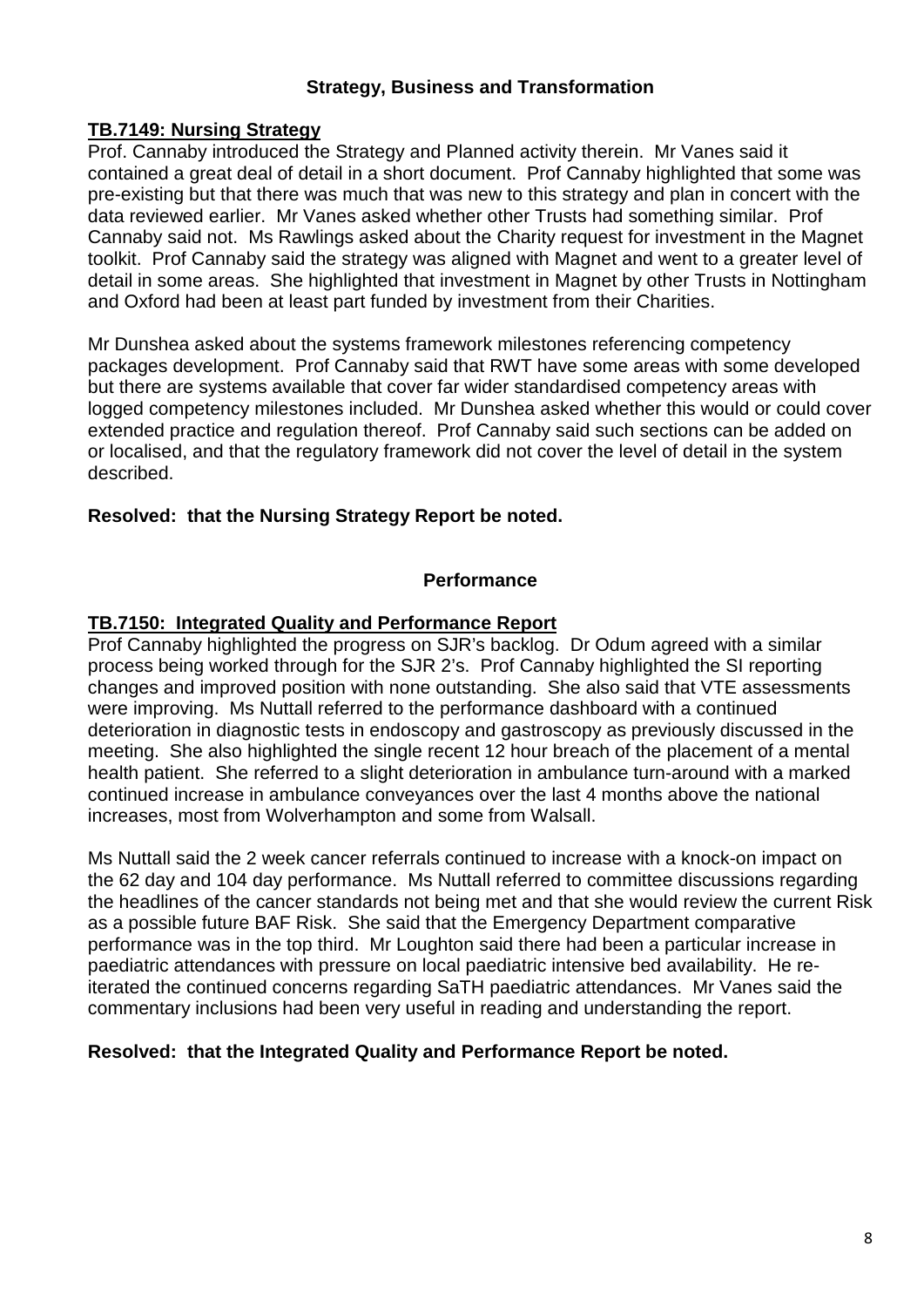## Strategy, Business and Transformation

### TB.7149: Nursing Strategy

Prof. Cannaby introduced the Strategy and Planned activity therein. Mr Vanes said it contained a great deal of detail in a short document. Prof Cannaby highlighted that some was pre-existing but that there was much that was new to this strategy and plan in concert with the data reviewed earlier. Mr Vanes asked whether other Trusts had something similar. Prof Cannaby said not. Ms Rawlings asked about the Charity request for investment in the Magnet toolkit. Prof Cannaby said the strategy was aligned with Magnet and went to a greater level of detail in some areas. She highlighted that investment in Magnet by other Trusts in Nottingham and Oxford had been at least part funded by investment from their Charities.

Mr Dunshea asked about the systems framework milestones referencing competency packages development. Prof Cannaby said that RWT have some areas with some developed but there are systems available that cover far wider standardised competency areas with logged competency milestones included. Mr Dunshea asked whether this would or could cover extended practice and regulation thereof. Prof Cannaby said such sections can be added on or localised, and that the regulatory framework did not cover the level of detail in the system described.

**Resolved: that the Nursing Strategy Report be noted.**

## Performance

### TB.7150: Integrated Quality and Performance Report

Prof Cannaby highlighted the progress on SJR's backlog. Dr Odum agreed with a similar process being worked through for the SJR 2's. Prof Cannaby highlighted the SI reporting changes and improved position with none outstanding. She also said that VTE assessments were improving. Ms Nuttall referred to the performance dashboard with a continued deterioration in diagnostic tests in endoscopy and gastroscopy as previously discussed in the meeting. She also highlighted the single recent 12 hour breach of the placement of a mental health patient. She referred to a slight deterioration in ambulance turn-around with a marked continued increase in ambulance conveyances over the last 4 months above the national increases, most from Wolverhampton and some from Walsall.

Ms Nuttall said the 2 week cancer referrals continued to increase with a knock-on impact on the 62 day and 104 day performance. Ms Nuttall referred to committee discussions regarding the headlines of the cancer standards not being met and that she would review the current Risk as a possible future BAF Risk. She said that the Emergency Department comparative performance was in the top third. Mr Loughton said there had been a particular increase in paediatric attendances with pressure on local paediatric intensive bed availability. He re-iterated the continued concerns regarding SaTH paediatric attendances. Mr Vanes said the commentary inclusions had been very useful in reading and understanding the report.

**Resolved: that the Integrated Quality and Performance Report be noted.**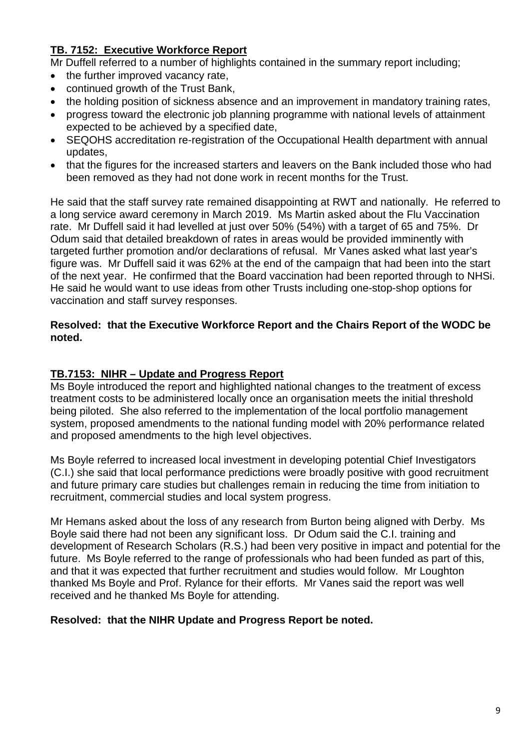**TB. 7152: Executive Workforce Report**

Mr Duffell referred to a number of highlights contained in the summary report including;

- the further improved vacancy rate,
- continued growth of the Trust Bank,
- the holding position of sickness absence and an improvement in mandatory training rates,
- progress toward the electronic job planning programme with national levels of attainment expected to be achieved by a specified date,
- SEQOHS accreditation re-registration of the Occupational Health department with annual updates,
- that the figures for the increased starters and leavers on the Bank included those who had been removed as they had not done work in recent months for the Trust.

He said that the staff survey rate remained disappointing at RWT and nationally. He referred to a long service award ceremony in March 2019. Ms Martin asked about the Flu Vaccination rate. Mr Duffell said it had levelled at just over 50% (54%) with a target of 65 and 75%. Dr Odum said that detailed breakdown of rates in areas would be provided imminently with targeted further promotion and/or declarations of refusal. Mr Vanes asked what last year's figure was. Mr Duffell said it was 62% at the end of the campaign that had been into the start of the next year. He confirmed that the Board vaccination had been reported through to NHSi. He said he would want to use ideas from other Trusts including one-stop-shop options for vaccination and staff survey responses.

**Resolved: that the Executive Workforce Report and the Chairs Report of the WODC be noted.**

**TB.7153: NIHR – Update and Progress Report**

Ms Boyle introduced the report and highlighted national changes to the treatment of excess treatment costs to be administered locally once an organisation meets the initial threshold being piloted. She also referred to the implementation of the local portfolio management system, proposed amendments to the national funding model with 20% performance related and proposed amendments to the high level objectives.

Ms Boyle referred to increased local investment in developing potential Chief Investigators (C.I.) she said that local performance predictions were broadly positive with good recruitment and future primary care studies but challenges remain in reducing the time from initiation to recruitment, commercial studies and local system progress.

Mr Hemans asked about the loss of any research from Burton being aligned with Derby. Ms Boyle said there had not been any significant loss. Dr Odum said the C.I. training and development of Research Scholars (R.S.) had been very positive in impact and potential for the future. Ms Boyle referred to the range of professionals who had been funded as part of this, and that it was expected that further recruitment and studies would follow. Mr Loughton thanked Ms Boyle and Prof. Rylance for their efforts. Mr Vanes said the report was well received and he thanked Ms Boyle for attending.

**Resolved: that the NIHR Update and Progress Report be noted.**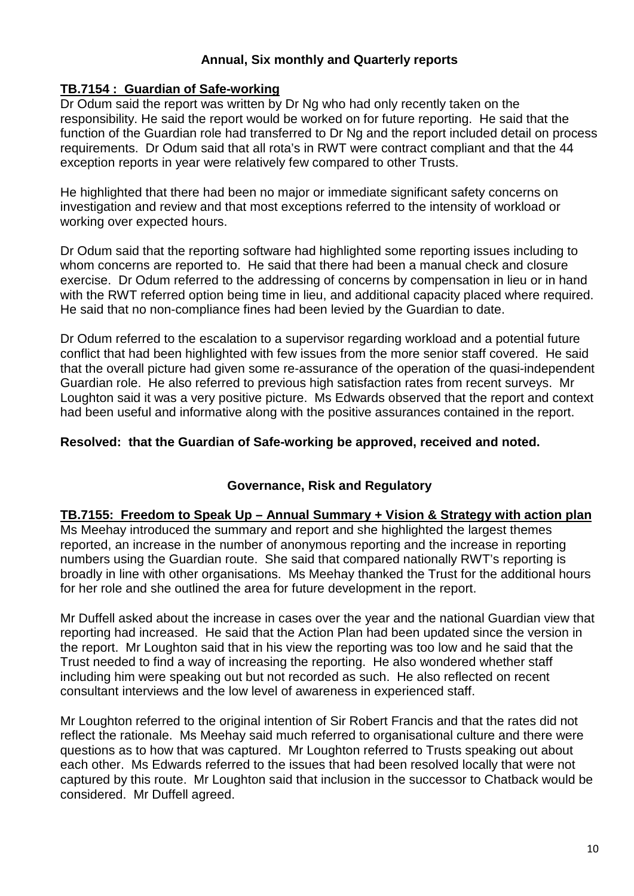## Annual, Six monthly and Quarterly reports

**TB.7154 : Guardian of Safe-working**

Dr Odum said the report was written by Dr Ng who had only recently taken on the responsibility. He said the report would be worked on for future reporting. He said that the function of the Guardian role had transferred to Dr Ng and the report included detail on process requirements. Dr Odum said that all rota's in RWT were contract compliant and that the 44 exception reports in year were relatively few compared to other Trusts.

He highlighted that there had been no major or immediate significant safety concerns on investigation and review and that most exceptions referred to the intensity of workload or working over expected hours.

Dr Odum said that the reporting software had highlighted some reporting issues including to whom concerns are reported to. He said that there had been a manual check and closure exercise. Dr Odum referred to the addressing of concerns by compensation in lieu or in hand with the RWT referred option being time in lieu, and additional capacity placed where required. He said that no non-compliance fines had been levied by the Guardian to date.

Dr Odum referred to the escalation to a supervisor regarding workload and a potential future conflict that had been highlighted with few issues from the more senior staff covered. He said that the overall picture had given some re-assurance of the operation of the quasi-independent Guardian role. He also referred to previous high satisfaction rates from recent surveys. Mr Loughton said it was a very positive picture. Ms Edwards observed that the report and context had been useful and informative along with the positive assurances contained in the report.

**Resolved: that the Guardian of Safe-working be approved, received and noted.**

## Governance, Risk and Regulatory

**TB.7155: Freedom to Speak Up – Annual Summary + Vision & Strategy with action plan**

Ms Meehay introduced the summary and report and she highlighted the largest themes reported, an increase in the number of anonymous reporting and the increase in reporting numbers using the Guardian route. She said that compared nationally RWT's reporting is broadly in line with other organisations. Ms Meehay thanked the Trust for the additional hours for her role and she outlined the area for future development in the report.

Mr Duffell asked about the increase in cases over the year and the national Guardian view that reporting had increased. He said that the Action Plan had been updated since the version in the report. Mr Loughton said that in his view the reporting was too low and he said that the Trust needed to find a way of increasing the reporting. He also wondered whether staff including him were speaking out but not recorded as such. He also reflected on recent consultant interviews and the low level of awareness in experienced staff.

Mr Loughton referred to the original intention of Sir Robert Francis and that the rates did not reflect the rationale. Ms Meehay said much referred to organisational culture and there were questions as to how that was captured. Mr Loughton referred to Trusts speaking out about each other. Ms Edwards referred to the issues that had been resolved locally that were not captured by this route. Mr Loughton said that inclusion in the successor to Chatback would be considered. Mr Duffell agreed.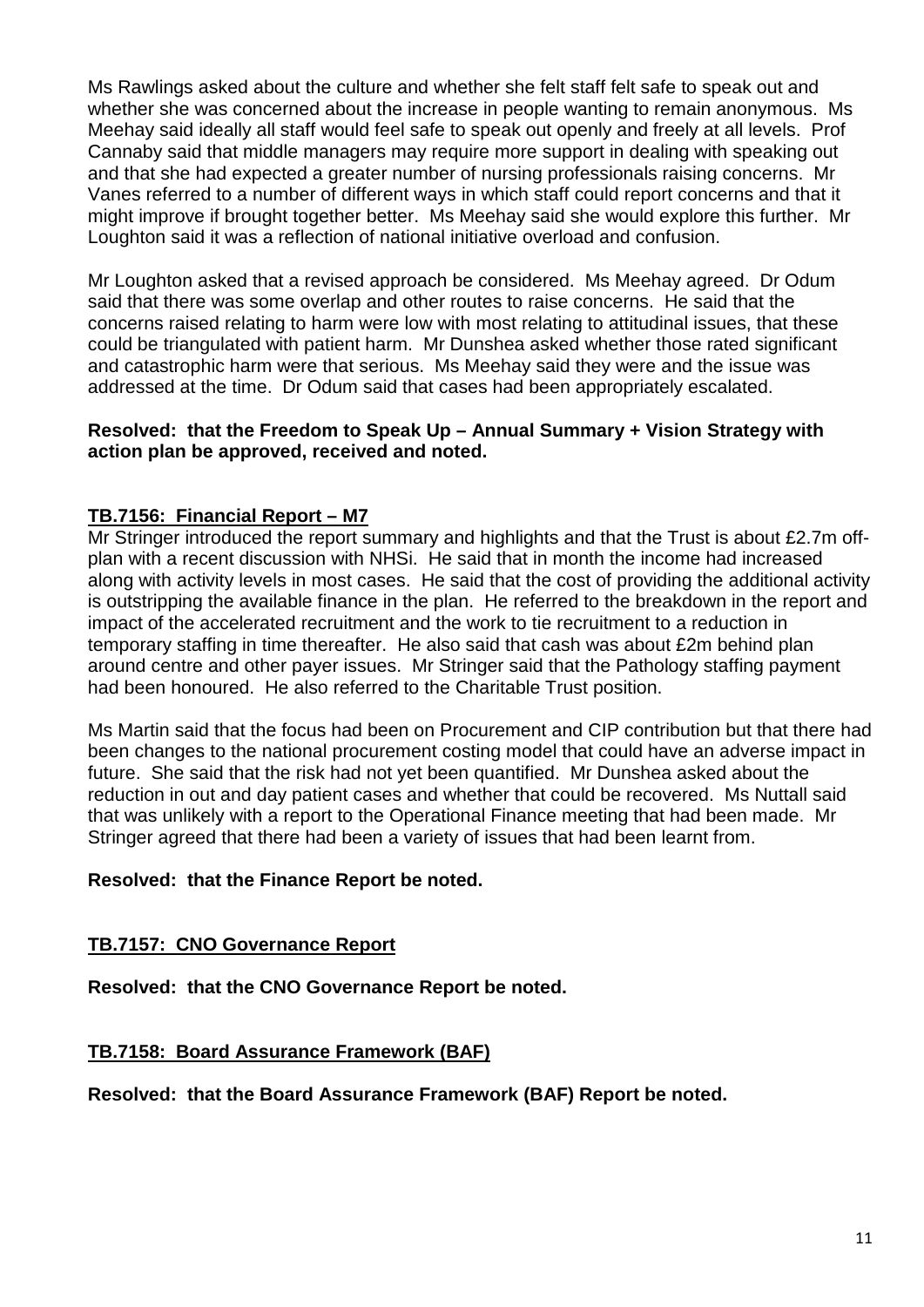Ms Rawlings asked about the culture and whether she felt staff felt safe to speak out and whether she was concerned about the increase in people wanting to remain anonymous. Ms Meehay said ideally all staff would feel safe to speak out openly and freely at all levels. Prof Cannaby said that middle managers may require more support in dealing with speaking out and that she had expected a greater number of nursing professionals raising concerns. Mr Vanes referred to a number of different ways in which staff could report concerns and that it might improve if brought together better. Ms Meehay said she would explore this further. Mr Loughton said it was a reflection of national initiative overload and confusion.

Mr Loughton asked that a revised approach be considered. Ms Meehay agreed. Dr Odum said that there was some overlap and other routes to raise concerns. He said that the concerns raised relating to harm were low with most relating to attitudinal issues, that these could be triangulated with patient harm. Mr Dunshea asked whether those rated significant and catastrophic harm were that serious. Ms Meehay said they were and the issue was addressed at the time. Dr Odum said that cases had been appropriately escalated.

**Resolved: that the Freedom to Speak Up – Annual Summary + Vision Strategy with action plan be approved, received and noted.**

**<u>TB.7156: Financial Report – M7</u>**

Mr Stringer introduced the report summary and highlights and that the Trust is about £2.7m off-plan with a recent discussion with NHSi. He said that in month the income had increased along with activity levels in most cases. He said that the cost of providing the additional activity is outstripping the available finance in the plan. He referred to the breakdown in the report and impact of the accelerated recruitment and the work to tie recruitment to a reduction in temporary staffing in time thereafter. He also said that cash was about £2m behind plan around centre and other payer issues. Mr Stringer said that the Pathology staffing payment had been honoured. He also referred to the Charitable Trust position.

Ms Martin said that the focus had been on Procurement and CIP contribution but that there had been changes to the national procurement costing model that could have an adverse impact in future. She said that the risk had not yet been quantified. Mr Dunshea asked about the reduction in out and day patient cases and whether that could be recovered. Ms Nuttall said that was unlikely with a report to the Operational Finance meeting that had been made. Mr Stringer agreed that there had been a variety of issues that had been learnt from.

**Resolved: that the Finance Report be noted.**

**<u>TB.7157: CNO Governance Report</u>**

**Resolved: that the CNO Governance Report be noted.**

**<u>TB.7158: Board Assurance Framework (BAF)</u>**

**Resolved: that the Board Assurance Framework (BAF) Report be noted.**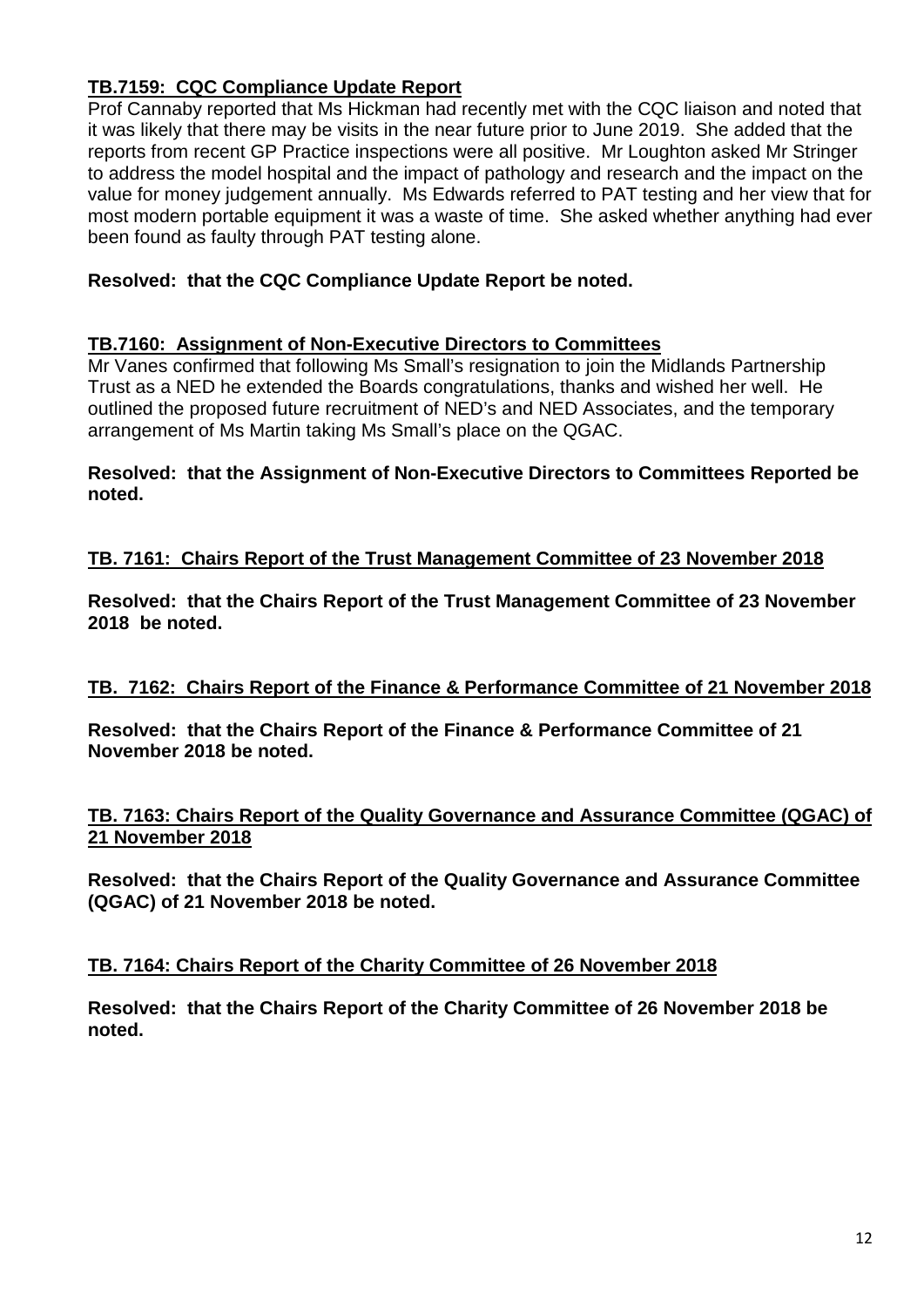**TB.7159: CQC Compliance Update Report**

Prof Cannaby reported that Ms Hickman had recently met with the CQC liaison and noted that it was likely that there may be visits in the near future prior to June 2019. She added that the reports from recent GP Practice inspections were all positive. Mr Loughton asked Mr Stringer to address the model hospital and the impact of pathology and research and the impact on the value for money judgement annually. Ms Edwards referred to PAT testing and her view that for most modern portable equipment it was a waste of time. She asked whether anything had ever been found as faulty through PAT testing alone.

**Resolved: that the CQC Compliance Update Report be noted.**

**TB.7160: Assignment of Non-Executive Directors to Committees**

Mr Vanes confirmed that following Ms Small's resignation to join the Midlands Partnership Trust as a NED he extended the Boards congratulations, thanks and wished her well. He outlined the proposed future recruitment of NED's and NED Associates, and the temporary arrangement of Ms Martin taking Ms Small's place on the QGAC.

**Resolved: that the Assignment of Non-Executive Directors to Committees Reported be noted.**

**TB. 7161: Chairs Report of the Trust Management Committee of 23 November 2018**

**Resolved: that the Chairs Report of the Trust Management Committee of 23 November 2018 be noted.**

**TB. 7162: Chairs Report of the Finance & Performance Committee of 21 November 2018**

**Resolved: that the Chairs Report of the Finance & Performance Committee of 21 November 2018 be noted.**

**TB. 7163: Chairs Report of the Quality Governance and Assurance Committee (QGAC) of 21 November 2018**

**Resolved: that the Chairs Report of the Quality Governance and Assurance Committee (QGAC) of 21 November 2018 be noted.**

**TB. 7164: Chairs Report of the Charity Committee of 26 November 2018**

**Resolved: that the Chairs Report of the Charity Committee of 26 November 2018 be noted.**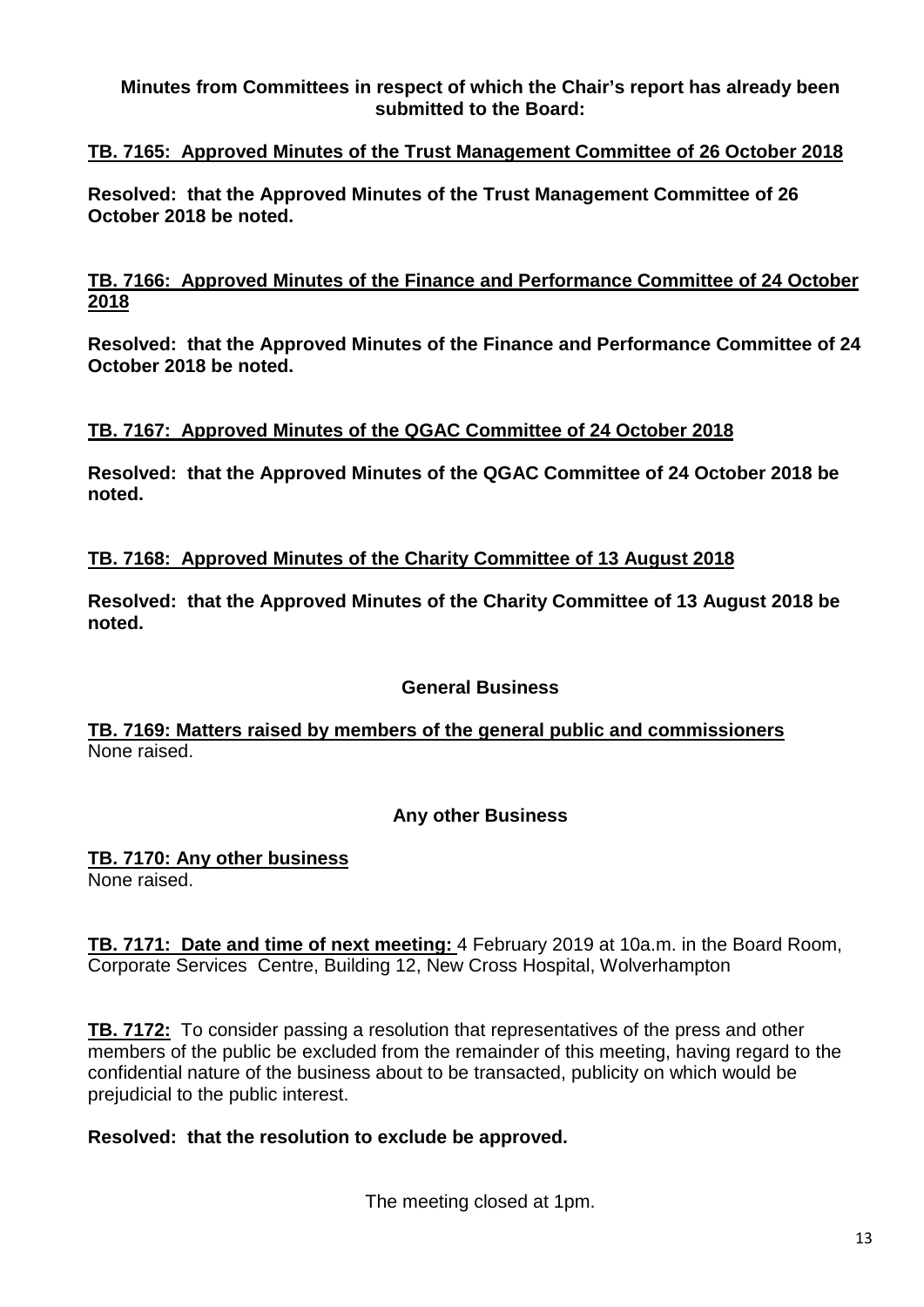**Minutes from Committees in respect of which the Chair's report has already been submitted to the Board:**

**TB. 7165: Approved Minutes of the Trust Management Committee of 26 October 2018**

**Resolved: that the Approved Minutes of the Trust Management Committee of 26 October 2018 be noted.**

**TB. 7166: Approved Minutes of the Finance and Performance Committee of 24 October 2018**

**Resolved: that the Approved Minutes of the Finance and Performance Committee of 24 October 2018 be noted.**

**TB. 7167: Approved Minutes of the QGAC Committee of 24 October 2018**

**Resolved: that the Approved Minutes of the QGAC Committee of 24 October 2018 be noted.**

**TB. 7168: Approved Minutes of the Charity Committee of 13 August 2018**

**Resolved: that the Approved Minutes of the Charity Committee of 13 August 2018 be noted.**

## General Business

**TB. 7169: Matters raised by members of the general public and commissioners**
None raised.

## Any other Business

**TB. 7170: Any other business**
None raised.

**TB. 7171: Date and time of next meeting:** 4 February 2019 at 10a.m. in the Board Room, Corporate Services Centre, Building 12, New Cross Hospital, Wolverhampton

**TB. 7172:** To consider passing a resolution that representatives of the press and other members of the public be excluded from the remainder of this meeting, having regard to the confidential nature of the business about to be transacted, publicity on which would be prejudicial to the public interest.

**Resolved: that the resolution to exclude be approved.**

The meeting closed at 1pm.